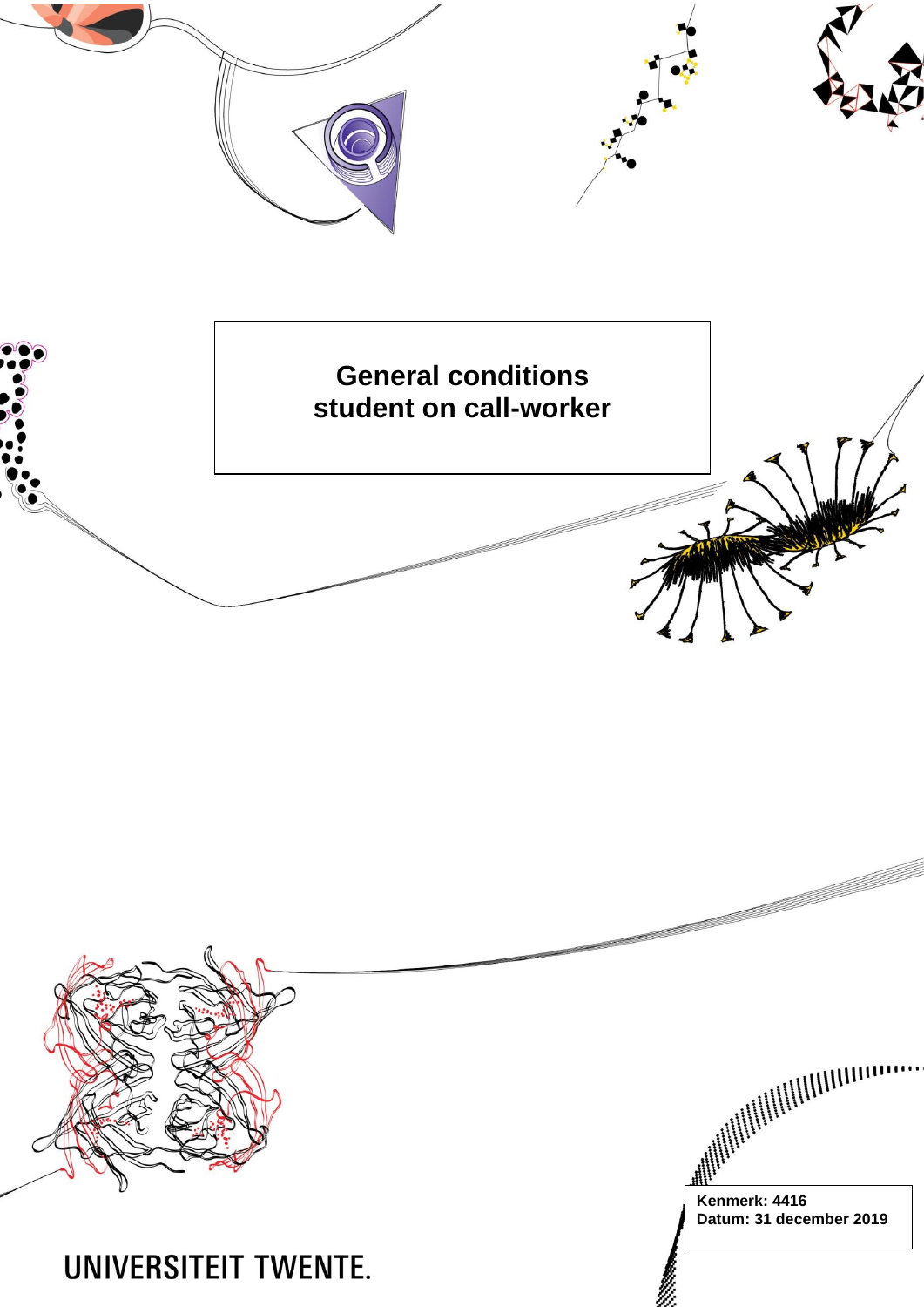# General conditions student on call-worker

**Kenmerk: 4416**
**Datum: 31 december 2019**

UNIVERSITEIT TWENTE.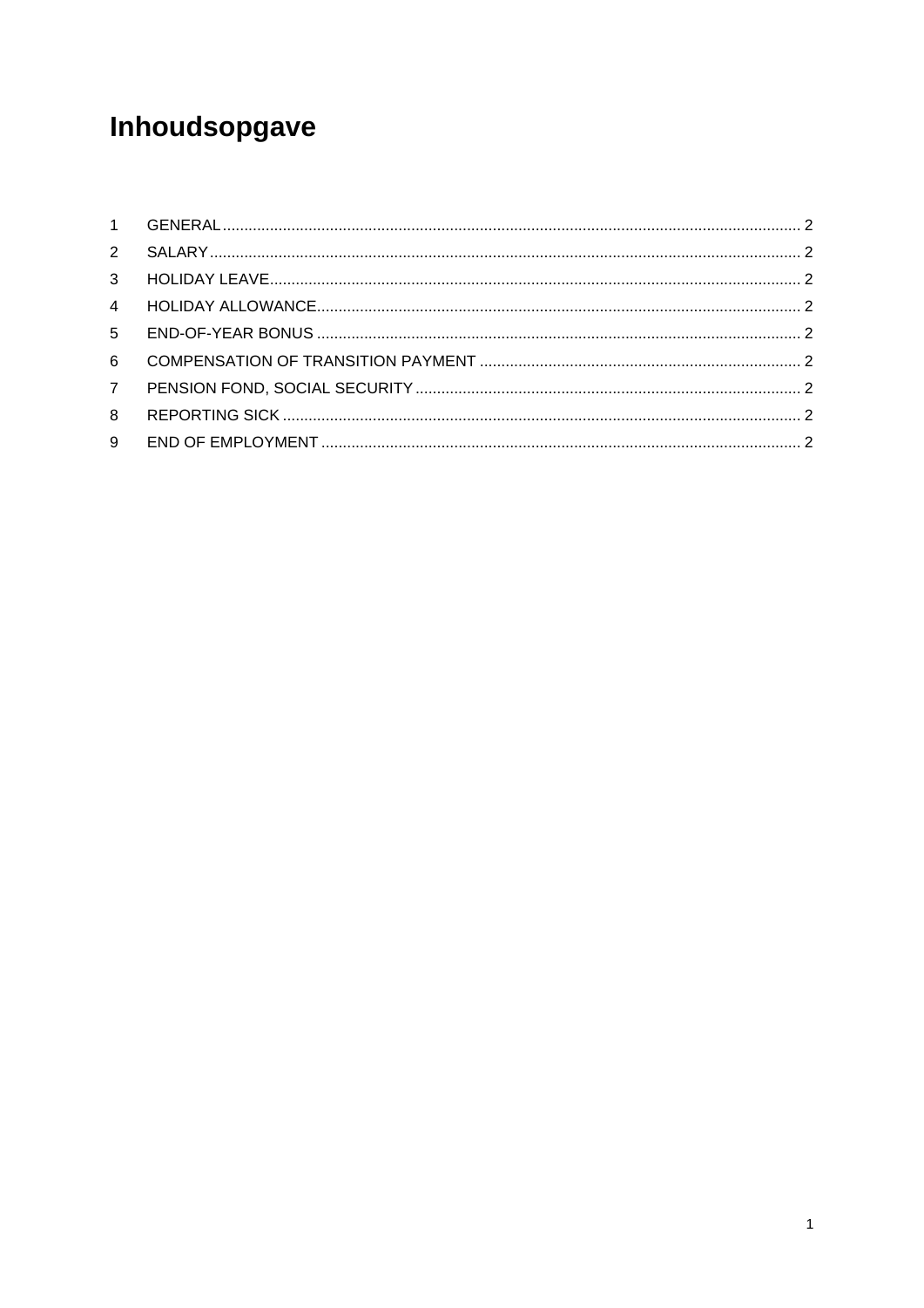# Inhoudsopgave

| | | |
|---|---|---|
| 1 | GENERAL | 2 |
| 2 | SALARY | 2 |
| 3 | HOLIDAY LEAVE | 2 |
| 4 | HOLIDAY ALLOWANCE | 2 |
| 5 | END-OF-YEAR BONUS | 2 |
| 6 | COMPENSATION OF TRANSITION PAYMENT | 2 |
| 7 | PENSION FOND, SOCIAL SECURITY | 2 |
| 8 | REPORTING SICK | 2 |
| 9 | END OF EMPLOYMENT | 2 |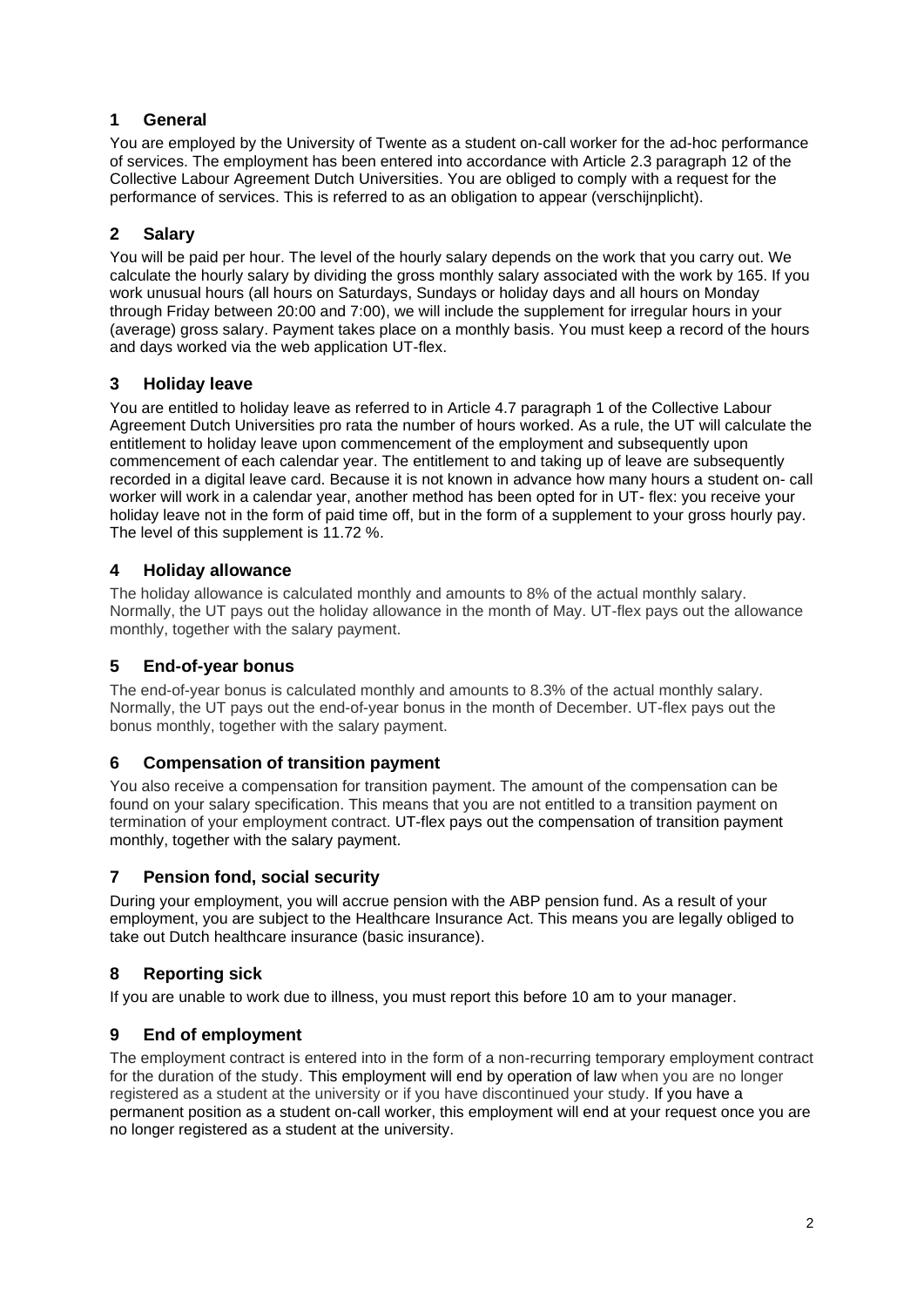## 1 General

You are employed by the University of Twente as a student on-call worker for the ad-hoc performance of services. The employment has been entered into accordance with Article 2.3 paragraph 12 of the Collective Labour Agreement Dutch Universities. You are obliged to comply with a request for the performance of services. This is referred to as an obligation to appear (verschijnplicht).

## 2 Salary

You will be paid per hour. The level of the hourly salary depends on the work that you carry out. We calculate the hourly salary by dividing the gross monthly salary associated with the work by 165. If you work unusual hours (all hours on Saturdays, Sundays or holiday days and all hours on Monday through Friday between 20:00 and 7:00), we will include the supplement for irregular hours in your (average) gross salary. Payment takes place on a monthly basis. You must keep a record of the hours and days worked via the web application UT-flex.

## 3 Holiday leave

You are entitled to holiday leave as referred to in Article 4.7 paragraph 1 of the Collective Labour Agreement Dutch Universities pro rata the number of hours worked. As a rule, the UT will calculate the entitlement to holiday leave upon commencement of the employment and subsequently upon commencement of each calendar year. The entitlement to and taking up of leave are subsequently recorded in a digital leave card. Because it is not known in advance how many hours a student on- call worker will work in a calendar year, another method has been opted for in UT- flex: you receive your holiday leave not in the form of paid time off, but in the form of a supplement to your gross hourly pay. The level of this supplement is 11.72 %.

## 4 Holiday allowance

The holiday allowance is calculated monthly and amounts to 8% of the actual monthly salary. Normally, the UT pays out the holiday allowance in the month of May. UT-flex pays out the allowance monthly, together with the salary payment.

## 5 End-of-year bonus

The end-of-year bonus is calculated monthly and amounts to 8.3% of the actual monthly salary. Normally, the UT pays out the end-of-year bonus in the month of December. UT-flex pays out the bonus monthly, together with the salary payment.

## 6 Compensation of transition payment

You also receive a compensation for transition payment. The amount of the compensation can be found on your salary specification. This means that you are not entitled to a transition payment on termination of your employment contract. UT-flex pays out the compensation of transition payment monthly, together with the salary payment.

## 7 Pension fond, social security

During your employment, you will accrue pension with the ABP pension fund. As a result of your employment, you are subject to the Healthcare Insurance Act. This means you are legally obliged to take out Dutch healthcare insurance (basic insurance).

## 8 Reporting sick

If you are unable to work due to illness, you must report this before 10 am to your manager.

## 9 End of employment

The employment contract is entered into in the form of a non-recurring temporary employment contract for the duration of the study. This employment will end by operation of law when you are no longer registered as a student at the university or if you have discontinued your study. If you have a permanent position as a student on-call worker, this employment will end at your request once you are no longer registered as a student at the university.